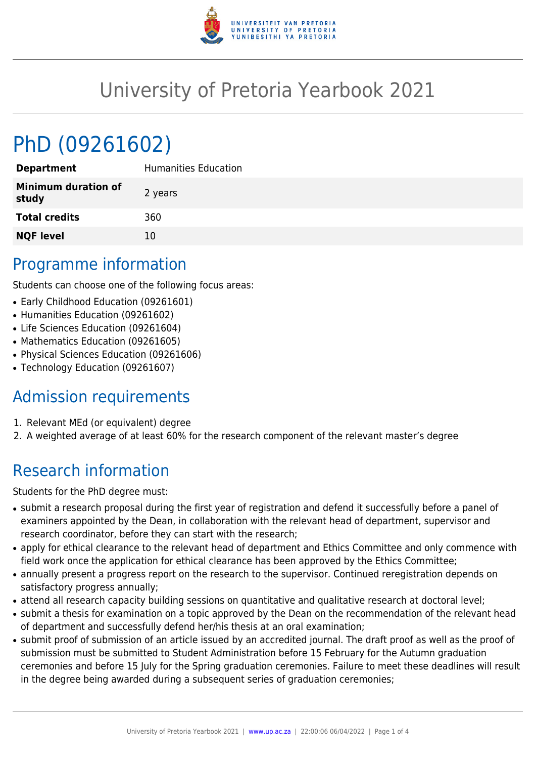# University of Pretoria Yearbook 2021

# PhD (09261602)

| **Department** | Humanities Education |
|---|---|
| **Minimum duration of study** | 2 years |
| **Total credits** | 360 |
| **NQF level** | 10 |

## Programme information

Students can choose one of the following focus areas:

- Early Childhood Education (09261601)
- Humanities Education (09261602)
- Life Sciences Education (09261604)
- Mathematics Education (09261605)
- Physical Sciences Education (09261606)
- Technology Education (09261607)

## Admission requirements

1. Relevant MEd (or equivalent) degree
2. A weighted average of at least 60% for the research component of the relevant master's degree

## Research information

Students for the PhD degree must:

- submit a research proposal during the first year of registration and defend it successfully before a panel of examiners appointed by the Dean, in collaboration with the relevant head of department, supervisor and research coordinator, before they can start with the research;
- apply for ethical clearance to the relevant head of department and Ethics Committee and only commence with field work once the application for ethical clearance has been approved by the Ethics Committee;
- annually present a progress report on the research to the supervisor. Continued reregistration depends on satisfactory progress annually;
- attend all research capacity building sessions on quantitative and qualitative research at doctoral level;
- submit a thesis for examination on a topic approved by the Dean on the recommendation of the relevant head of department and successfully defend her/his thesis at an oral examination;
- submit proof of submission of an article issued by an accredited journal. The draft proof as well as the proof of submission must be submitted to Student Administration before 15 February for the Autumn graduation ceremonies and before 15 July for the Spring graduation ceremonies. Failure to meet these deadlines will result in the degree being awarded during a subsequent series of graduation ceremonies;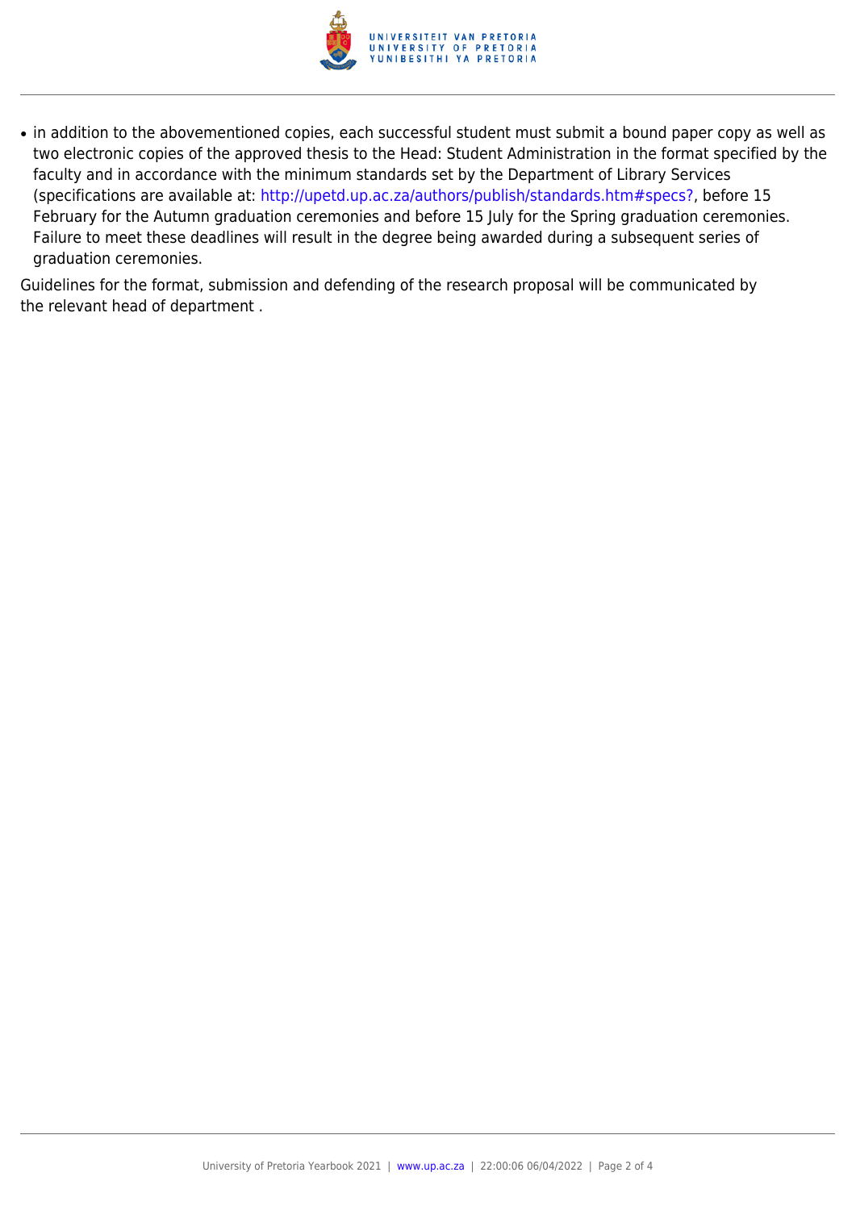- in addition to the abovementioned copies, each successful student must submit a bound paper copy as well as two electronic copies of the approved thesis to the Head: Student Administration in the format specified by the faculty and in accordance with the minimum standards set by the Department of Library Services (specifications are available at: http://upetd.up.ac.za/authors/publish/standards.htm#specs?, before 15 February for the Autumn graduation ceremonies and before 15 July for the Spring graduation ceremonies. Failure to meet these deadlines will result in the degree being awarded during a subsequent series of graduation ceremonies.

Guidelines for the format, submission and defending of the research proposal will be communicated by the relevant head of department .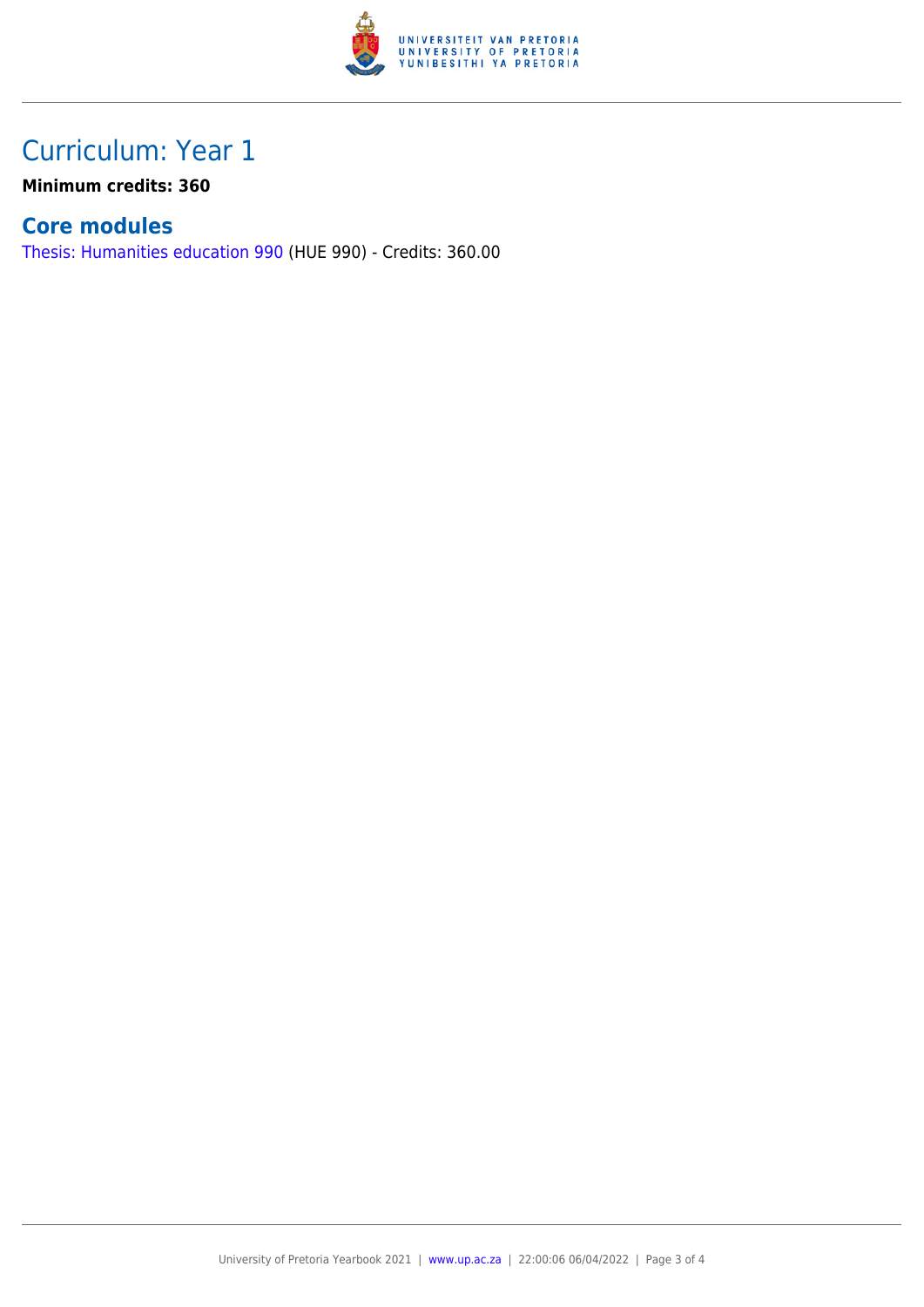# Curriculum: Year 1

**Minimum credits: 360**

## Core modules

Thesis: Humanities education 990 (HUE 990) - Credits: 360.00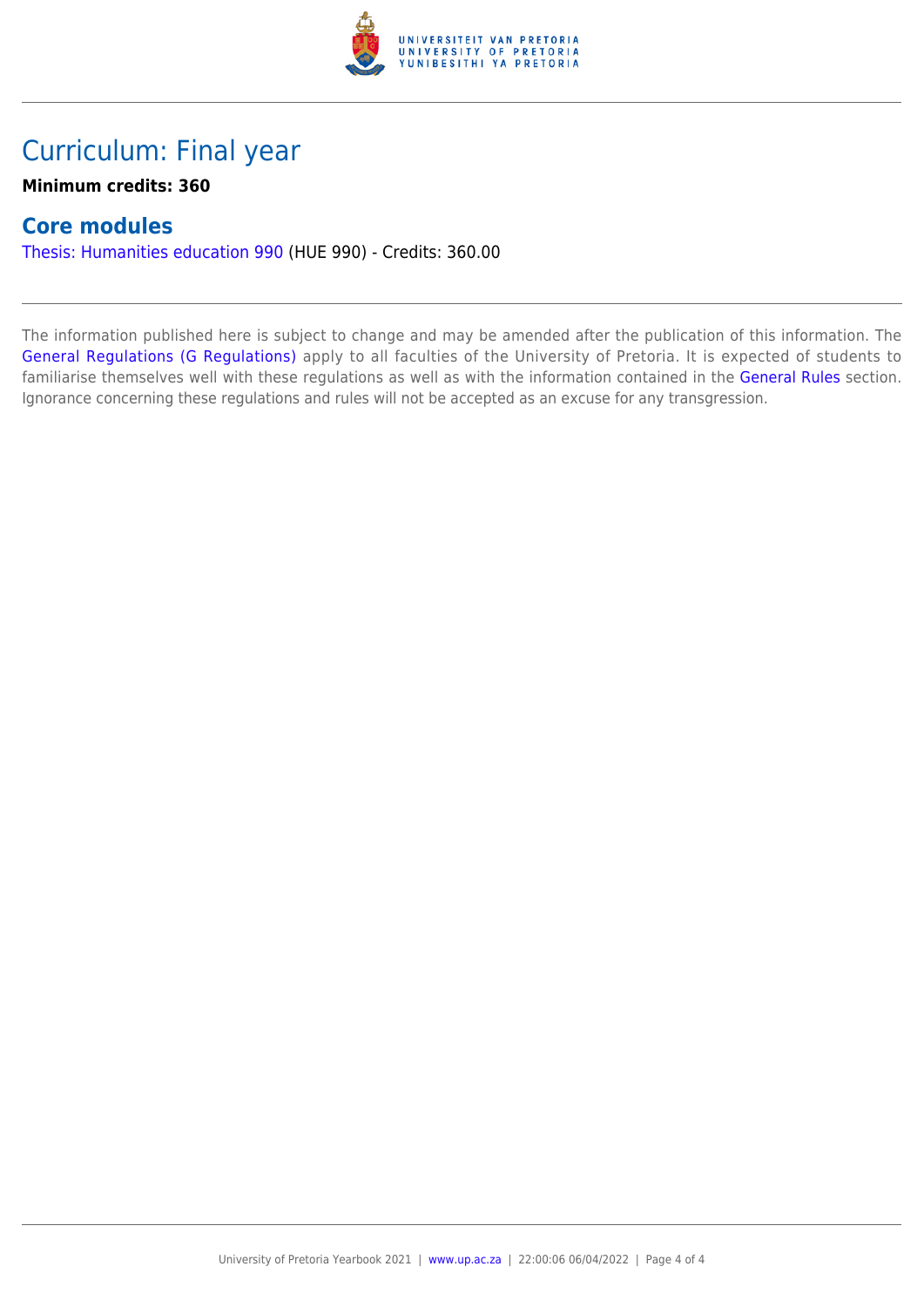## Curriculum: Final year

**Minimum credits: 360**

### Core modules

Thesis: Humanities education 990 (HUE 990) - Credits: 360.00

The information published here is subject to change and may be amended after the publication of this information. The General Regulations (G Regulations) apply to all faculties of the University of Pretoria. It is expected of students to familiarise themselves well with these regulations as well as with the information contained in the General Rules section. Ignorance concerning these regulations and rules will not be accepted as an excuse for any transgression.